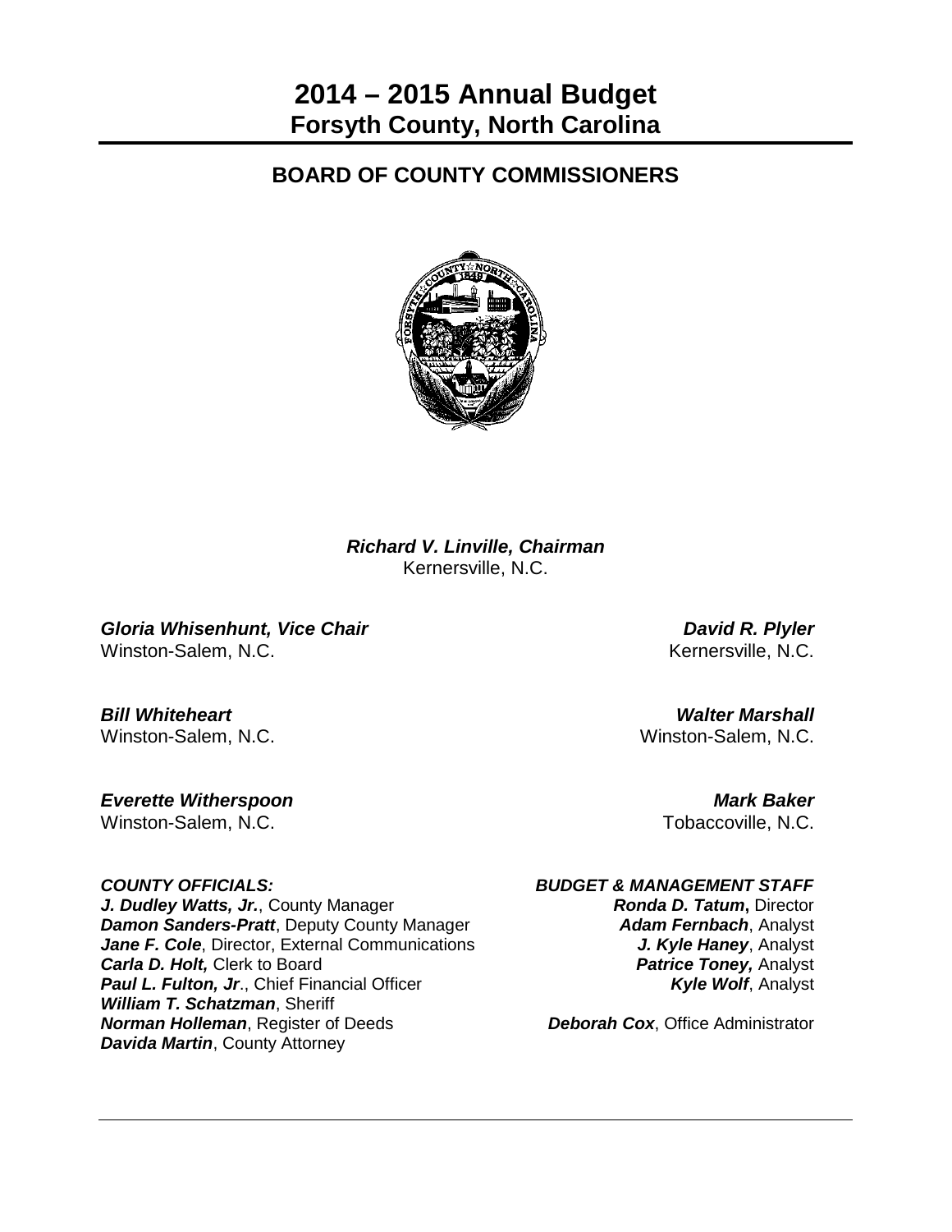# 2014 – 2015 Annual Budget
## Forsyth County, North Carolina

## BOARD OF COUNTY COMMISSIONERS

***Richard V. Linville, Chairman***
Kernersville, N.C.

***Gloria Whisenhunt, Vice Chair***
Winston-Salem, N.C.

***David R. Plyler***
Kernersville, N.C.

***Bill Whiteheart***
Winston-Salem, N.C.

***Walter Marshall***
Winston-Salem, N.C.

***Everette Witherspoon***
Winston-Salem, N.C.

***Mark Baker***
Tobaccoville, N.C.

***COUNTY OFFICIALS:***
***J. Dudley Watts, Jr.***, County Manager
***Damon Sanders-Pratt***, Deputy County Manager
***Jane F. Cole***, Director, External Communications
***Carla D. Holt,*** Clerk to Board
***Paul L. Fulton, Jr***., Chief Financial Officer
***William T. Schatzman***, Sheriff
***Norman Holleman***, Register of Deeds
***Davida Martin***, County Attorney

***BUDGET & MANAGEMENT STAFF***
***Ronda D. Tatum*****,** Director
***Adam Fernbach***, Analyst
***J. Kyle Haney***, Analyst
***Patrice Toney,*** Analyst
***Kyle Wolf***, Analyst

***Deborah Cox***, Office Administrator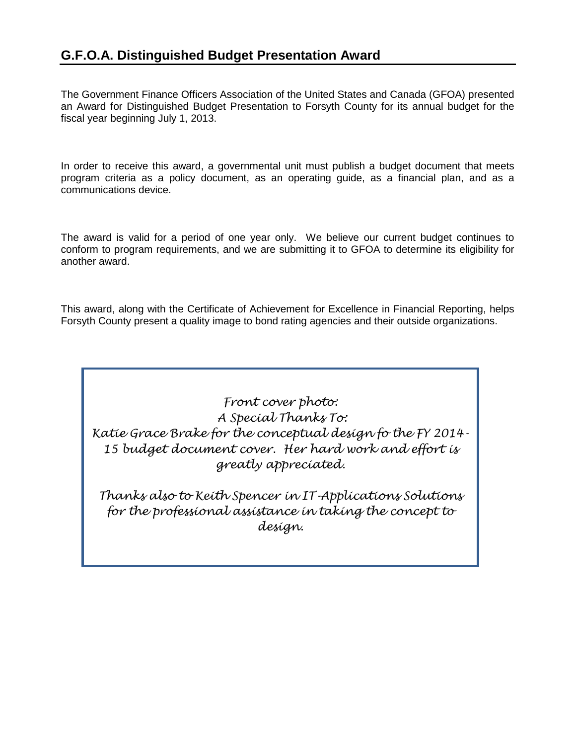## G.F.O.A. Distinguished Budget Presentation Award

The Government Finance Officers Association of the United States and Canada (GFOA) presented an Award for Distinguished Budget Presentation to Forsyth County for its annual budget for the fiscal year beginning July 1, 2013.

In order to receive this award, a governmental unit must publish a budget document that meets program criteria as a policy document, as an operating guide, as a financial plan, and as a communications device.

The award is valid for a period of one year only. We believe our current budget continues to conform to program requirements, and we are submitting it to GFOA to determine its eligibility for another award.

This award, along with the Certificate of Achievement for Excellence in Financial Reporting, helps Forsyth County present a quality image to bond rating agencies and their outside organizations.

*Front cover photo:*
*A Special Thanks To:*
*Katie Grace Brake for the conceptual design fo the FY 2014-15 budget document cover. Her hard work and effort is greatly appreciated.*

*Thanks also to Keith Spencer in IT-Applications Solutions for the professional assistance in taking the concept to design.*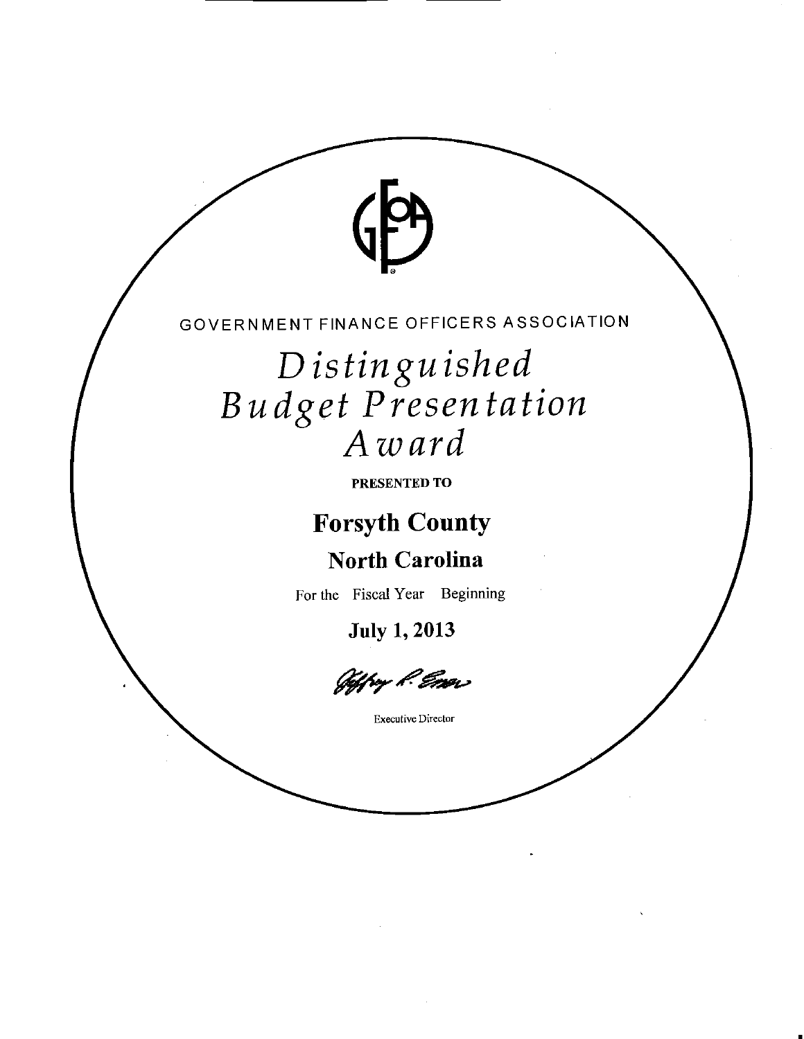GOVERNMENT FINANCE OFFICERS ASSOCIATION

# *Distinguished Budget Presentation Award*

**PRESENTED TO**

## Forsyth County

### North Carolina

For the Fiscal Year Beginning

**July 1, 2013**

Jeffrey R. Esser

Executive Director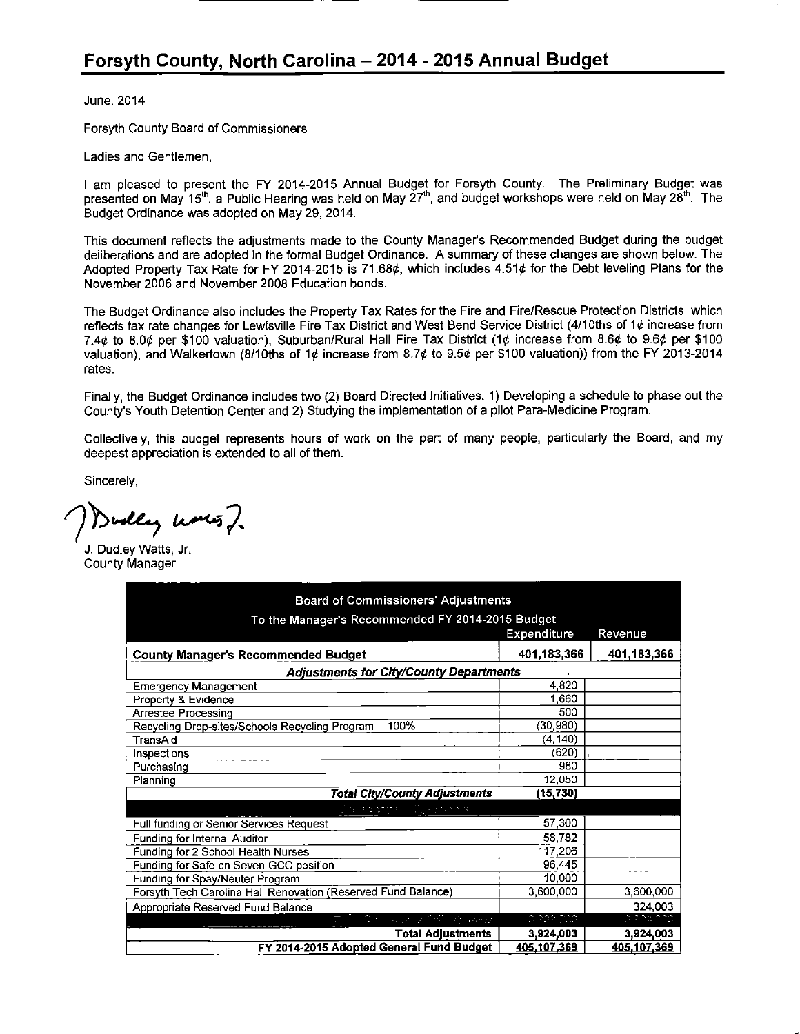# Forsyth County, North Carolina – 2014 - 2015 Annual Budget

June, 2014

Forsyth County Board of Commissioners

Ladies and Gentlemen,

I am pleased to present the FY 2014-2015 Annual Budget for Forsyth County. The Preliminary Budget was presented on May 15th, a Public Hearing was held on May 27th, and budget workshops were held on May 28th. The Budget Ordinance was adopted on May 29, 2014.

This document reflects the adjustments made to the County Manager's Recommended Budget during the budget deliberations and are adopted in the formal Budget Ordinance. A summary of these changes are shown below. The Adopted Property Tax Rate for FY 2014-2015 is 71.68¢, which includes 4.51¢ for the Debt leveling Plans for the November 2006 and November 2008 Education bonds.

The Budget Ordinance also includes the Property Tax Rates for the Fire and Fire/Rescue Protection Districts, which reflects tax rate changes for Lewisville Fire Tax District and West Bend Service District (4/10ths of 1¢ increase from 7.4¢ to 8.0¢ per $100 valuation), Suburban/Rural Hall Fire Tax District (1¢ increase from 8.6¢ to 9.6¢ per $100 valuation), and Walkertown (8/10ths of 1¢ increase from 8.7¢ to 9.5¢ per $100 valuation)) from the FY 2013-2014 rates.

Finally, the Budget Ordinance includes two (2) Board Directed Initiatives: 1) Developing a schedule to phase out the County's Youth Detention Center and 2) Studying the implementation of a pilot Para-Medicine Program.

Collectively, this budget represents hours of work on the part of many people, particularly the Board, and my deepest appreciation is extended to all of them.

Sincerely,

J. Dudley Watts, Jr.
County Manager

| Board of Commissioners' Adjustments To the Manager's Recommended FY 2014-2015 Budget | Expenditure | Revenue |
|---|---|---|
| **County Manager's Recommended Budget** | **401,183,366** | **401,183,366** |
| ***Adjustments for City/County Departments*** | | |
| Emergency Management | 4,820 | |
| Property & Evidence | 1,660 | |
| Arrestee Processing | 500 | |
| Recycling Drop-sites/Schools Recycling Program - 100% | (30,980) | |
| TransAid | (4,140) | |
| Inspections | (620) | |
| Purchasing | 980 | |
| Planning | 12,050 | |
| ***Total City/County Adjustments*** | **(15,730)** | |
| | | |
| Full funding of Senior Services Request | 57,300 | |
| Funding for Internal Auditor | 58,782 | |
| Funding for 2 School Health Nurses | 117,206 | |
| Funding for Safe on Seven GCC position | 96,445 | |
| Funding for Spay/Neuter Program | 10,000 | |
| Forsyth Tech Carolina Hall Renovation (Reserved Fund Balance) | 3,600,000 | 3,600,000 |
| Appropriate Reserved Fund Balance | | 324,003 |
| | | |
| **Total Adjustments** | **3,924,003** | **3,924,003** |
| **FY 2014-2015 Adopted General Fund Budget** | **405,107,369** | **405,107,369** |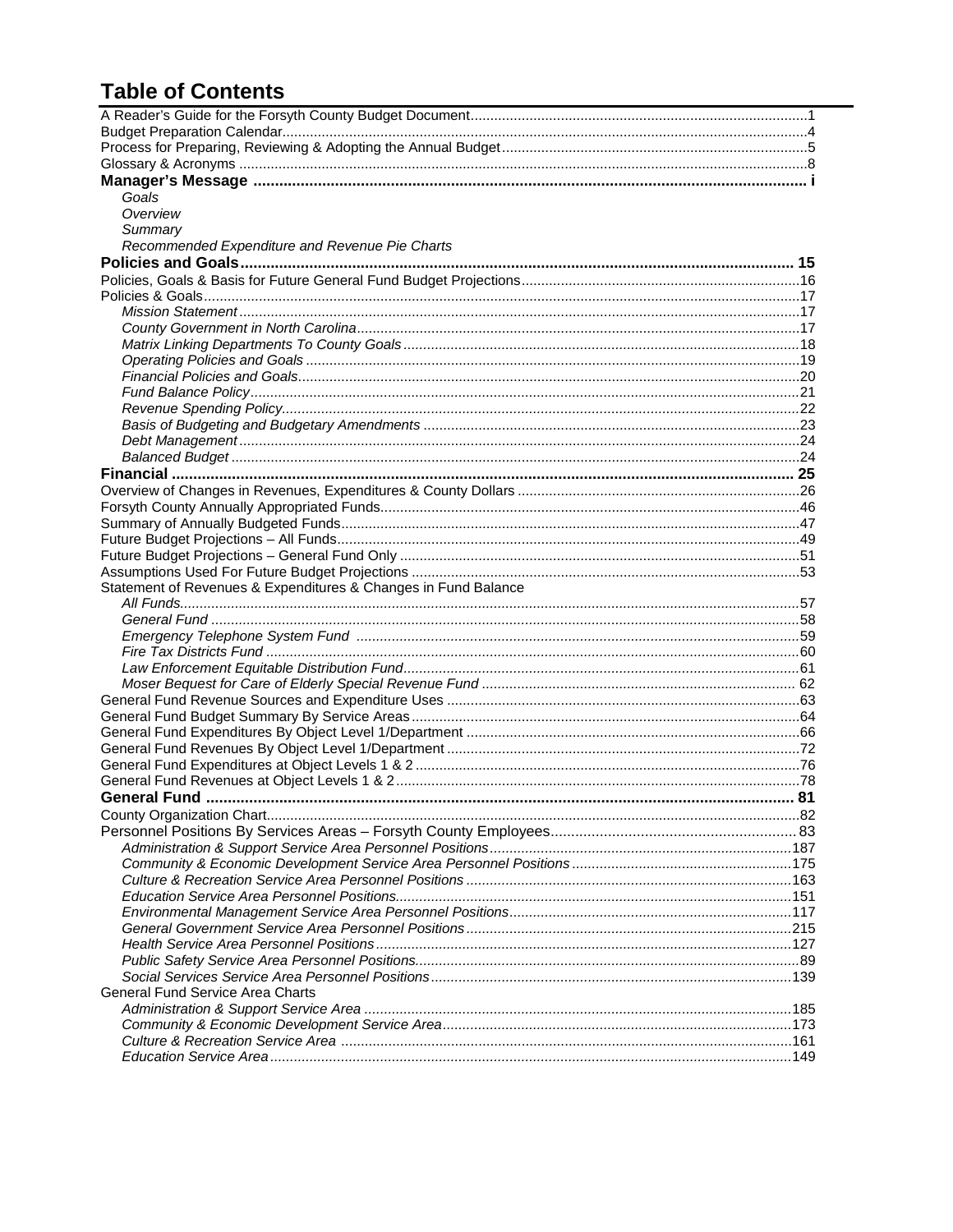# Table of Contents

| | |
|---|---|
| A Reader's Guide for the Forsyth County Budget Document | 1 |
| Budget Preparation Calendar | 4 |
| Process for Preparing, Reviewing & Adopting the Annual Budget | 5 |
| Glossary & Acronyms | 8 |
| **Manager's Message** | **i** |
| *Goals* | |
| *Overview* | |
| *Summary* | |
| *Recommended Expenditure and Revenue Pie Charts* | |
| **Policies and Goals** | **15** |
| Policies, Goals & Basis for Future General Fund Budget Projections | 16 |
| Policies & Goals | 17 |
| *Mission Statement* | 17 |
| *County Government in North Carolina* | 17 |
| *Matrix Linking Departments To County Goals* | 18 |
| *Operating Policies and Goals* | 19 |
| *Financial Policies and Goals* | 20 |
| *Fund Balance Policy* | 21 |
| *Revenue Spending Policy* | 22 |
| *Basis of Budgeting and Budgetary Amendments* | 23 |
| *Debt Management* | 24 |
| *Balanced Budget* | 24 |
| **Financial** | **25** |
| Overview of Changes in Revenues, Expenditures & County Dollars | 26 |
| Forsyth County Annually Appropriated Funds | 46 |
| Summary of Annually Budgeted Funds | 47 |
| Future Budget Projections – All Funds | 49 |
| Future Budget Projections – General Fund Only | 51 |
| Assumptions Used For Future Budget Projections | 53 |
| Statement of Revenues & Expenditures & Changes in Fund Balance | |
| *All Funds* | 57 |
| *General Fund* | 58 |
| *Emergency Telephone System Fund* | 59 |
| *Fire Tax Districts Fund* | 60 |
| *Law Enforcement Equitable Distribution Fund* | 61 |
| *Moser Bequest for Care of Elderly Special Revenue Fund* | 62 |
| General Fund Revenue Sources and Expenditure Uses | 63 |
| General Fund Budget Summary By Service Areas | 64 |
| General Fund Expenditures By Object Level 1/Department | 66 |
| General Fund Revenues By Object Level 1/Department | 72 |
| General Fund Expenditures at Object Levels 1 & 2 | 76 |
| General Fund Revenues at Object Levels 1 & 2 | 78 |
| **General Fund** | **81** |
| County Organization Chart | 82 |
| Personnel Positions By Services Areas – Forsyth County Employees | 83 |
| *Administration & Support Service Area Personnel Positions* | 187 |
| *Community & Economic Development Service Area Personnel Positions* | 175 |
| *Culture & Recreation Service Area Personnel Positions* | 163 |
| *Education Service Area Personnel Positions* | 151 |
| *Environmental Management Service Area Personnel Positions* | 117 |
| *General Government Service Area Personnel Positions* | 215 |
| *Health Service Area Personnel Positions* | 127 |
| *Public Safety Service Area Personnel Positions* | 89 |
| *Social Services Service Area Personnel Positions* | 139 |
| General Fund Service Area Charts | |
| *Administration & Support Service Area* | 185 |
| *Community & Economic Development Service Area* | 173 |
| *Culture & Recreation Service Area* | 161 |
| *Education Service Area* | 149 |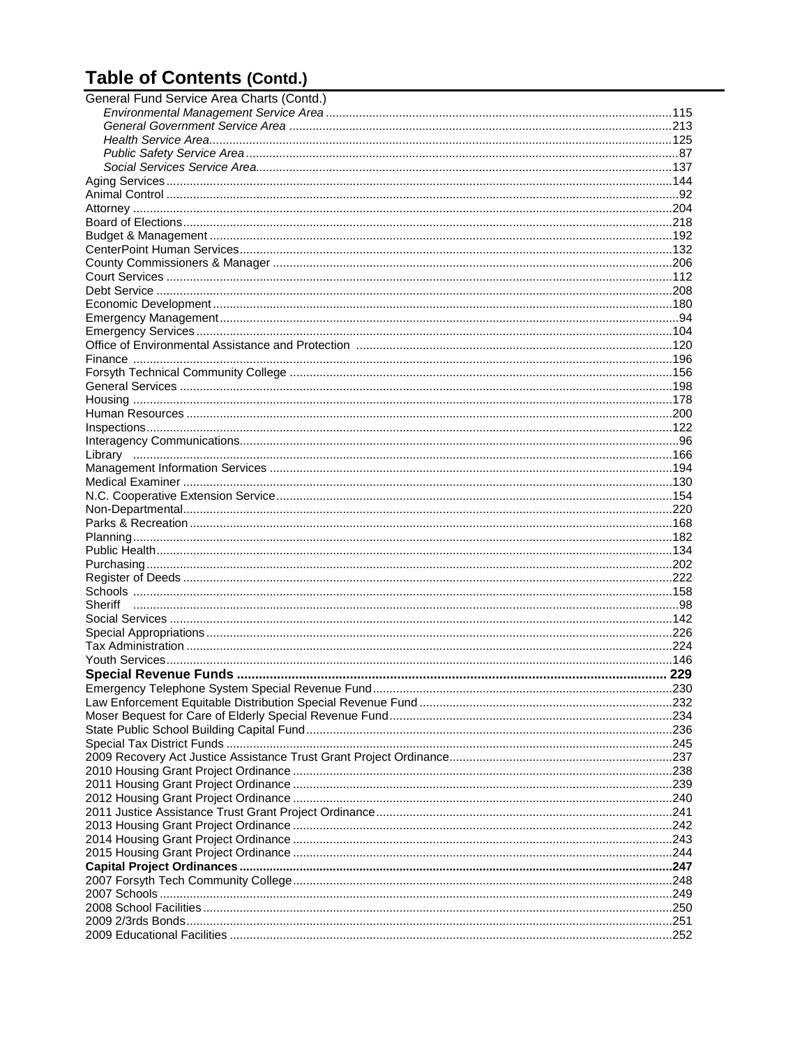# Table of Contents (Contd.)

| | |
|---|---|
| General Fund Service Area Charts (Contd.) | |
| *Environmental Management Service Area* | 115 |
| *General Government Service Area* | 213 |
| *Health Service Area* | 125 |
| *Public Safety Service Area* | 87 |
| *Social Services Service Area* | 137 |
| Aging Services | 144 |
| Animal Control | 92 |
| Attorney | 204 |
| Board of Elections | 218 |
| Budget & Management | 192 |
| CenterPoint Human Services | 132 |
| County Commissioners & Manager | 206 |
| Court Services | 112 |
| Debt Service | 208 |
| Economic Development | 180 |
| Emergency Management | 94 |
| Emergency Services | 104 |
| Office of Environmental Assistance and Protection | 120 |
| Finance | 196 |
| Forsyth Technical Community College | 156 |
| General Services | 198 |
| Housing | 178 |
| Human Resources | 200 |
| Inspections | 122 |
| Interagency Communications | 96 |
| Library | 166 |
| Management Information Services | 194 |
| Medical Examiner | 130 |
| N.C. Cooperative Extension Service | 154 |
| Non-Departmental | 220 |
| Parks & Recreation | 168 |
| Planning | 182 |
| Public Health | 134 |
| Purchasing | 202 |
| Register of Deeds | 222 |
| Schools | 158 |
| Sheriff | 98 |
| Social Services | 142 |
| Special Appropriations | 226 |
| Tax Administration | 224 |
| Youth Services | 146 |
| **Special Revenue Funds** | **229** |
| Emergency Telephone System Special Revenue Fund | 230 |
| Law Enforcement Equitable Distribution Special Revenue Fund | 232 |
| Moser Bequest for Care of Elderly Special Revenue Fund | 234 |
| State Public School Building Capital Fund | 236 |
| Special Tax District Funds | 245 |
| 2009 Recovery Act Justice Assistance Trust Grant Project Ordinance | 237 |
| 2010 Housing Grant Project Ordinance | 238 |
| 2011 Housing Grant Project Ordinance | 239 |
| 2012 Housing Grant Project Ordinance | 240 |
| 2011 Justice Assistance Trust Grant Project Ordinance | 241 |
| 2013 Housing Grant Project Ordinance | 242 |
| 2014 Housing Grant Project Ordinance | 243 |
| 2015 Housing Grant Project Ordinance | 244 |
| **Capital Project Ordinances** | **247** |
| 2007 Forsyth Tech Community College | 248 |
| 2007 Schools | 249 |
| 2008 School Facilities | 250 |
| 2009 2/3rds Bonds | 251 |
| 2009 Educational Facilities | 252 |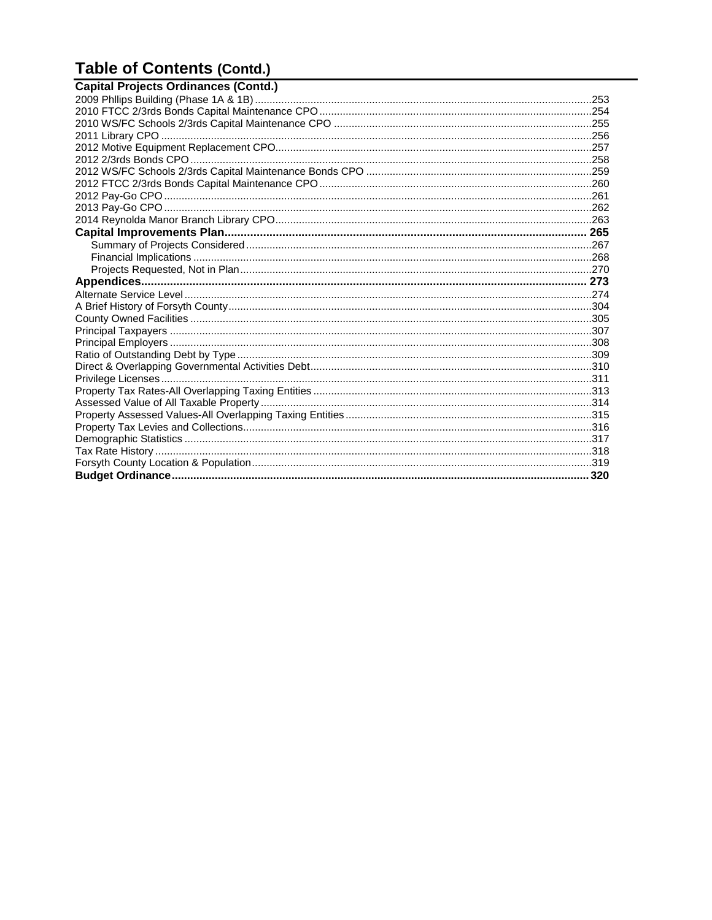# Table of Contents (Contd.)

**Capital Projects Ordinances (Contd.)**

| | |
|---|---|
| 2009 Phllips Building (Phase 1A & 1B) | 253 |
| 2010 FTCC 2/3rds Bonds Capital Maintenance CPO | 254 |
| 2010 WS/FC Schools 2/3rds Capital Maintenance CPO | 255 |
| 2011 Library CPO | 256 |
| 2012 Motive Equipment Replacement CPO | 257 |
| 2012 2/3rds Bonds CPO | 258 |
| 2012 WS/FC Schools 2/3rds Capital Maintenance Bonds CPO | 259 |
| 2012 FTCC 2/3rds Bonds Capital Maintenance CPO | 260 |
| 2012 Pay-Go CPO | 261 |
| 2013 Pay-Go CPO | 262 |
| 2014 Reynolda Manor Branch Library CPO | 263 |
| **Capital Improvements Plan** | **265** |
| Summary of Projects Considered | 267 |
| Financial Implications | 268 |
| Projects Requested, Not in Plan | 270 |
| **Appendices** | **273** |
| Alternate Service Level | 274 |
| A Brief History of Forsyth County | 304 |
| County Owned Facilities | 305 |
| Principal Taxpayers | 307 |
| Principal Employers | 308 |
| Ratio of Outstanding Debt by Type | 309 |
| Direct & Overlapping Governmental Activities Debt | 310 |
| Privilege Licenses | 311 |
| Property Tax Rates-All Overlapping Taxing Entities | 313 |
| Assessed Value of All Taxable Property | 314 |
| Property Assessed Values-All Overlapping Taxing Entities | 315 |
| Property Tax Levies and Collections | 316 |
| Demographic Statistics | 317 |
| Tax Rate History | 318 |
| Forsyth County Location & Population | 319 |
| **Budget Ordinance** | **320** |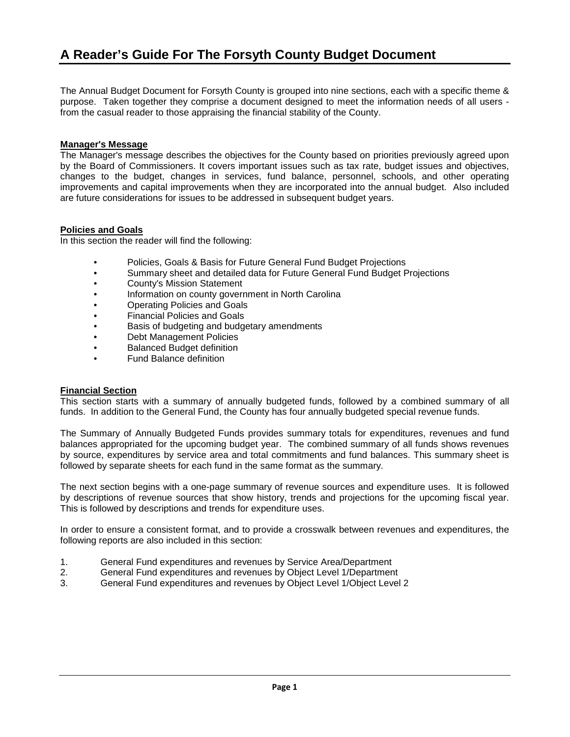# A Reader's Guide For The Forsyth County Budget Document

The Annual Budget Document for Forsyth County is grouped into nine sections, each with a specific theme & purpose. Taken together they comprise a document designed to meet the information needs of all users - from the casual reader to those appraising the financial stability of the County.

**Manager's Message**

The Manager's message describes the objectives for the County based on priorities previously agreed upon by the Board of Commissioners. It covers important issues such as tax rate, budget issues and objectives, changes to the budget, changes in services, fund balance, personnel, schools, and other operating improvements and capital improvements when they are incorporated into the annual budget. Also included are future considerations for issues to be addressed in subsequent budget years.

**Policies and Goals**

In this section the reader will find the following:

- Policies, Goals & Basis for Future General Fund Budget Projections
- Summary sheet and detailed data for Future General Fund Budget Projections
- County's Mission Statement
- Information on county government in North Carolina
- Operating Policies and Goals
- Financial Policies and Goals
- Basis of budgeting and budgetary amendments
- Debt Management Policies
- Balanced Budget definition
- Fund Balance definition

**Financial Section**

This section starts with a summary of annually budgeted funds, followed by a combined summary of all funds. In addition to the General Fund, the County has four annually budgeted special revenue funds.

The Summary of Annually Budgeted Funds provides summary totals for expenditures, revenues and fund balances appropriated for the upcoming budget year. The combined summary of all funds shows revenues by source, expenditures by service area and total commitments and fund balances. This summary sheet is followed by separate sheets for each fund in the same format as the summary.

The next section begins with a one-page summary of revenue sources and expenditure uses. It is followed by descriptions of revenue sources that show history, trends and projections for the upcoming fiscal year. This is followed by descriptions and trends for expenditure uses.

In order to ensure a consistent format, and to provide a crosswalk between revenues and expenditures, the following reports are also included in this section:

1. General Fund expenditures and revenues by Service Area/Department
2. General Fund expenditures and revenues by Object Level 1/Department
3. General Fund expenditures and revenues by Object Level 1/Object Level 2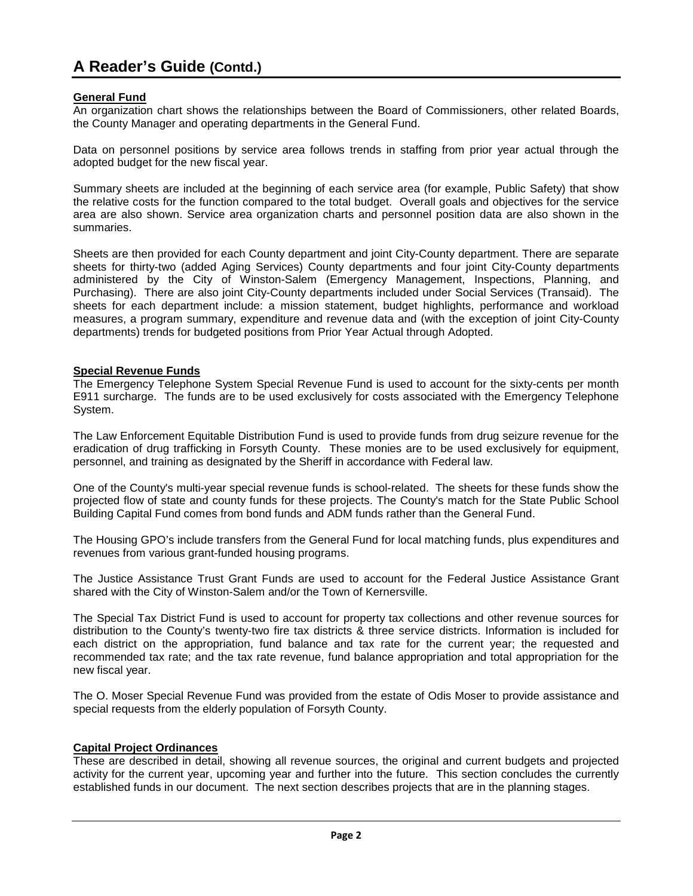# A Reader's Guide (Contd.)

**General Fund**

An organization chart shows the relationships between the Board of Commissioners, other related Boards, the County Manager and operating departments in the General Fund.

Data on personnel positions by service area follows trends in staffing from prior year actual through the adopted budget for the new fiscal year.

Summary sheets are included at the beginning of each service area (for example, Public Safety) that show the relative costs for the function compared to the total budget. Overall goals and objectives for the service area are also shown. Service area organization charts and personnel position data are also shown in the summaries.

Sheets are then provided for each County department and joint City-County department. There are separate sheets for thirty-two (added Aging Services) County departments and four joint City-County departments administered by the City of Winston-Salem (Emergency Management, Inspections, Planning, and Purchasing). There are also joint City-County departments included under Social Services (Transaid). The sheets for each department include: a mission statement, budget highlights, performance and workload measures, a program summary, expenditure and revenue data and (with the exception of joint City-County departments) trends for budgeted positions from Prior Year Actual through Adopted.

**Special Revenue Funds**

The Emergency Telephone System Special Revenue Fund is used to account for the sixty-cents per month E911 surcharge. The funds are to be used exclusively for costs associated with the Emergency Telephone System.

The Law Enforcement Equitable Distribution Fund is used to provide funds from drug seizure revenue for the eradication of drug trafficking in Forsyth County. These monies are to be used exclusively for equipment, personnel, and training as designated by the Sheriff in accordance with Federal law.

One of the County's multi-year special revenue funds is school-related. The sheets for these funds show the projected flow of state and county funds for these projects. The County's match for the State Public School Building Capital Fund comes from bond funds and ADM funds rather than the General Fund.

The Housing GPO's include transfers from the General Fund for local matching funds, plus expenditures and revenues from various grant-funded housing programs.

The Justice Assistance Trust Grant Funds are used to account for the Federal Justice Assistance Grant shared with the City of Winston-Salem and/or the Town of Kernersville.

The Special Tax District Fund is used to account for property tax collections and other revenue sources for distribution to the County's twenty-two fire tax districts & three service districts. Information is included for each district on the appropriation, fund balance and tax rate for the current year; the requested and recommended tax rate; and the tax rate revenue, fund balance appropriation and total appropriation for the new fiscal year.

The O. Moser Special Revenue Fund was provided from the estate of Odis Moser to provide assistance and special requests from the elderly population of Forsyth County.

**Capital Project Ordinances**

These are described in detail, showing all revenue sources, the original and current budgets and projected activity for the current year, upcoming year and further into the future. This section concludes the currently established funds in our document. The next section describes projects that are in the planning stages.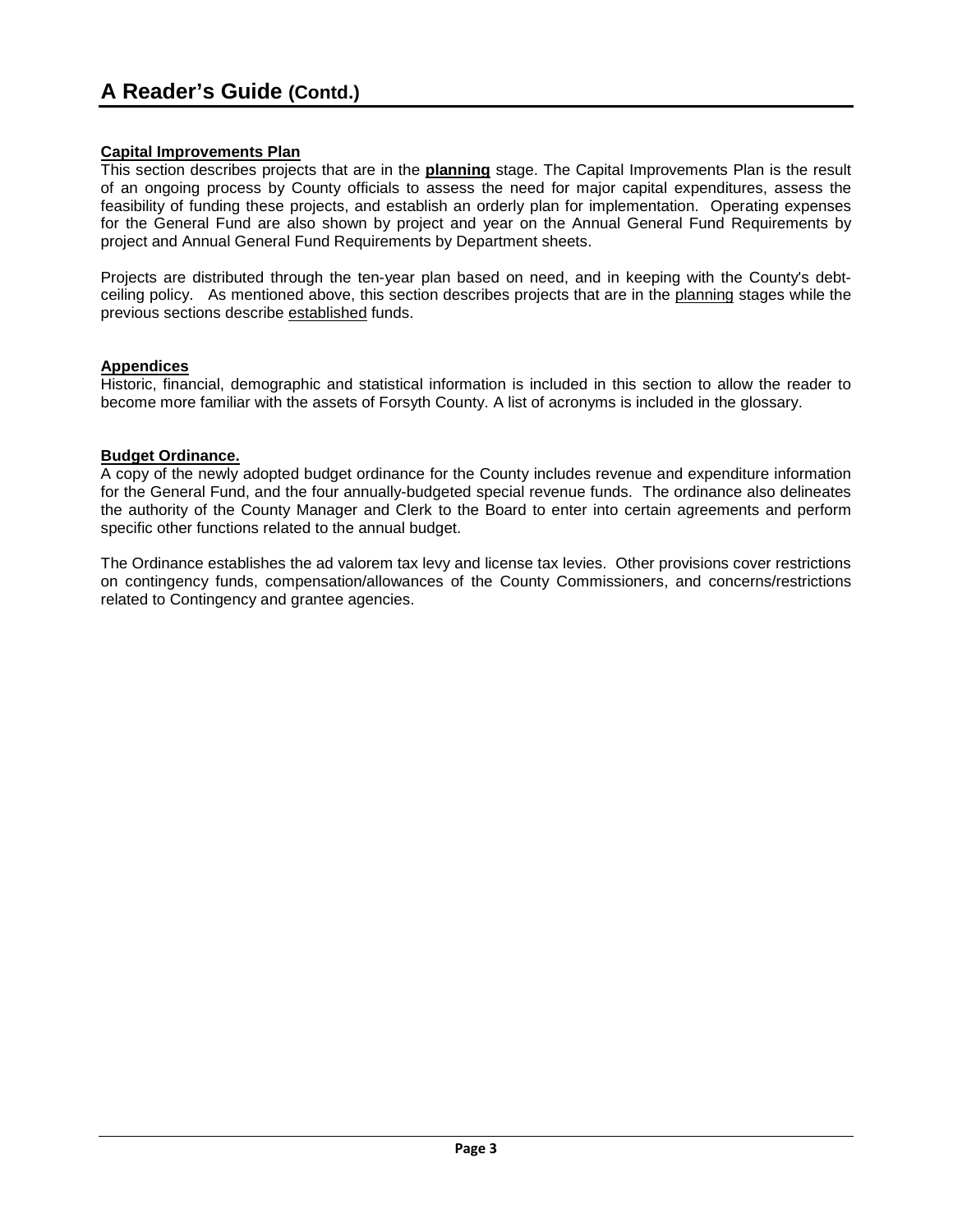# A Reader's Guide (Contd.)

**Capital Improvements Plan**

This section describes projects that are in the **planning** stage. The Capital Improvements Plan is the result of an ongoing process by County officials to assess the need for major capital expenditures, assess the feasibility of funding these projects, and establish an orderly plan for implementation. Operating expenses for the General Fund are also shown by project and year on the Annual General Fund Requirements by project and Annual General Fund Requirements by Department sheets.

Projects are distributed through the ten-year plan based on need, and in keeping with the County's debt-ceiling policy. As mentioned above, this section describes projects that are in the planning stages while the previous sections describe established funds.

**Appendices**

Historic, financial, demographic and statistical information is included in this section to allow the reader to become more familiar with the assets of Forsyth County. A list of acronyms is included in the glossary.

**Budget Ordinance.**

A copy of the newly adopted budget ordinance for the County includes revenue and expenditure information for the General Fund, and the four annually-budgeted special revenue funds. The ordinance also delineates the authority of the County Manager and Clerk to the Board to enter into certain agreements and perform specific other functions related to the annual budget.

The Ordinance establishes the ad valorem tax levy and license tax levies. Other provisions cover restrictions on contingency funds, compensation/allowances of the County Commissioners, and concerns/restrictions related to Contingency and grantee agencies.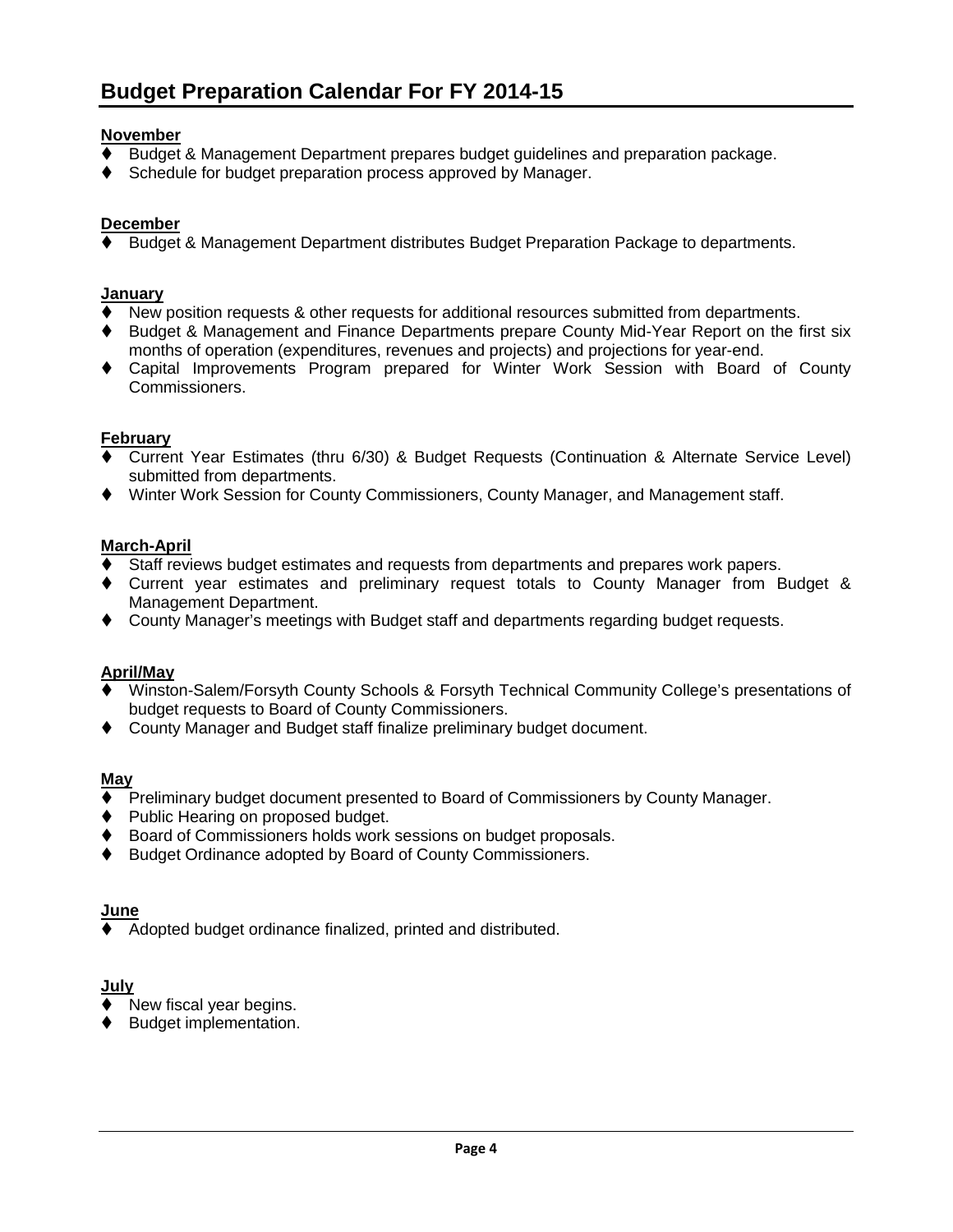# Budget Preparation Calendar For FY 2014-15

**November**

- Budget & Management Department prepares budget guidelines and preparation package.
- Schedule for budget preparation process approved by Manager.

**December**

- Budget & Management Department distributes Budget Preparation Package to departments.

**January**

- New position requests & other requests for additional resources submitted from departments.
- Budget & Management and Finance Departments prepare County Mid-Year Report on the first six months of operation (expenditures, revenues and projects) and projections for year-end.
- Capital Improvements Program prepared for Winter Work Session with Board of County Commissioners.

**February**

- Current Year Estimates (thru 6/30) & Budget Requests (Continuation & Alternate Service Level) submitted from departments.
- Winter Work Session for County Commissioners, County Manager, and Management staff.

**March-April**

- Staff reviews budget estimates and requests from departments and prepares work papers.
- Current year estimates and preliminary request totals to County Manager from Budget & Management Department.
- County Manager's meetings with Budget staff and departments regarding budget requests.

**April/May**

- Winston-Salem/Forsyth County Schools & Forsyth Technical Community College's presentations of budget requests to Board of County Commissioners.
- County Manager and Budget staff finalize preliminary budget document.

**May**

- Preliminary budget document presented to Board of Commissioners by County Manager.
- Public Hearing on proposed budget.
- Board of Commissioners holds work sessions on budget proposals.
- Budget Ordinance adopted by Board of County Commissioners.

**June**

- Adopted budget ordinance finalized, printed and distributed.

**July**

- New fiscal year begins.
- Budget implementation.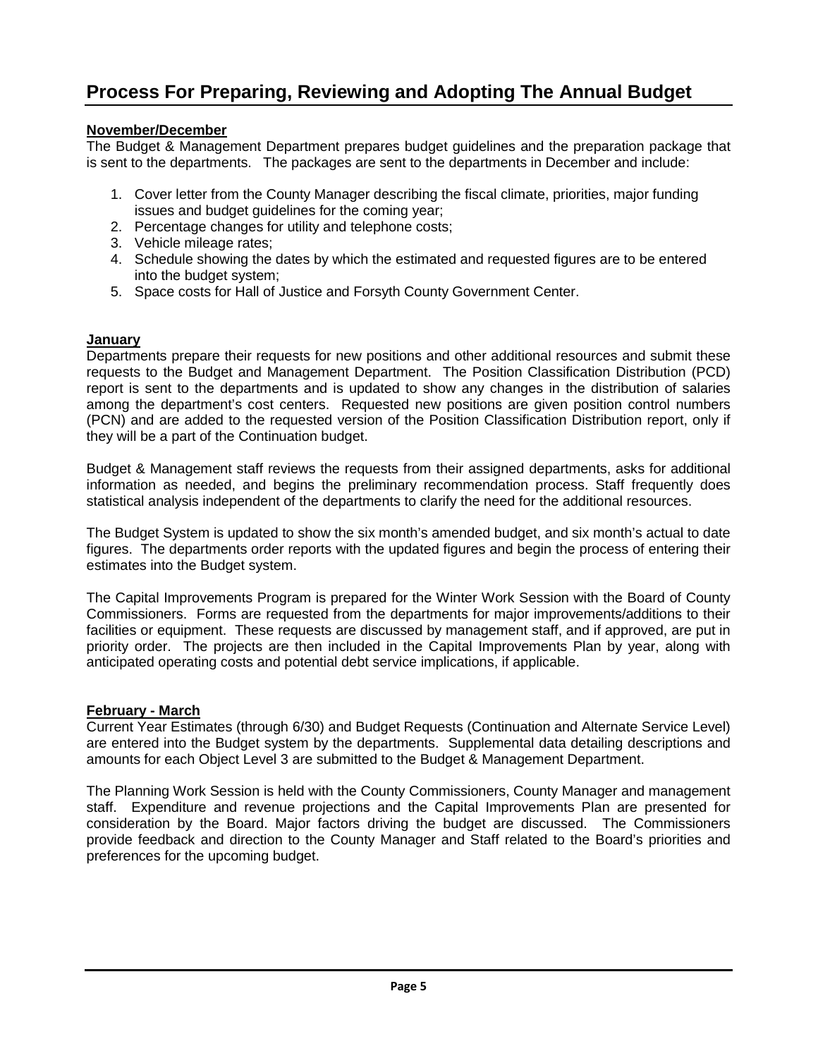# Process For Preparing, Reviewing and Adopting The Annual Budget

**November/December**

The Budget & Management Department prepares budget guidelines and the preparation package that is sent to the departments. The packages are sent to the departments in December and include:

1. Cover letter from the County Manager describing the fiscal climate, priorities, major funding issues and budget guidelines for the coming year;
2. Percentage changes for utility and telephone costs;
3. Vehicle mileage rates;
4. Schedule showing the dates by which the estimated and requested figures are to be entered into the budget system;
5. Space costs for Hall of Justice and Forsyth County Government Center.

**January**

Departments prepare their requests for new positions and other additional resources and submit these requests to the Budget and Management Department. The Position Classification Distribution (PCD) report is sent to the departments and is updated to show any changes in the distribution of salaries among the department's cost centers. Requested new positions are given position control numbers (PCN) and are added to the requested version of the Position Classification Distribution report, only if they will be a part of the Continuation budget.

Budget & Management staff reviews the requests from their assigned departments, asks for additional information as needed, and begins the preliminary recommendation process. Staff frequently does statistical analysis independent of the departments to clarify the need for the additional resources.

The Budget System is updated to show the six month's amended budget, and six month's actual to date figures. The departments order reports with the updated figures and begin the process of entering their estimates into the Budget system.

The Capital Improvements Program is prepared for the Winter Work Session with the Board of County Commissioners. Forms are requested from the departments for major improvements/additions to their facilities or equipment. These requests are discussed by management staff, and if approved, are put in priority order. The projects are then included in the Capital Improvements Plan by year, along with anticipated operating costs and potential debt service implications, if applicable.

**February - March**

Current Year Estimates (through 6/30) and Budget Requests (Continuation and Alternate Service Level) are entered into the Budget system by the departments. Supplemental data detailing descriptions and amounts for each Object Level 3 are submitted to the Budget & Management Department.

The Planning Work Session is held with the County Commissioners, County Manager and management staff. Expenditure and revenue projections and the Capital Improvements Plan are presented for consideration by the Board. Major factors driving the budget are discussed. The Commissioners provide feedback and direction to the County Manager and Staff related to the Board's priorities and preferences for the upcoming budget.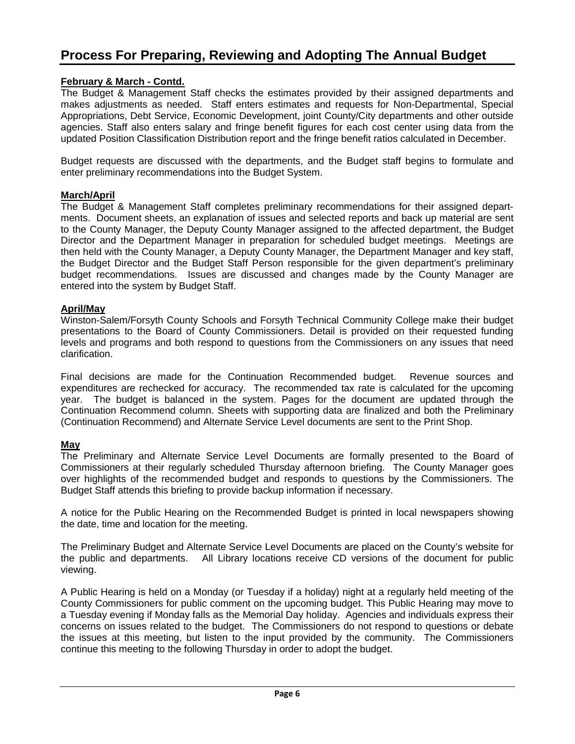# Process For Preparing, Reviewing and Adopting The Annual Budget

**February & March - Contd.**

The Budget & Management Staff checks the estimates provided by their assigned departments and makes adjustments as needed. Staff enters estimates and requests for Non-Departmental, Special Appropriations, Debt Service, Economic Development, joint County/City departments and other outside agencies. Staff also enters salary and fringe benefit figures for each cost center using data from the updated Position Classification Distribution report and the fringe benefit ratios calculated in December.

Budget requests are discussed with the departments, and the Budget staff begins to formulate and enter preliminary recommendations into the Budget System.

**March/April**

The Budget & Management Staff completes preliminary recommendations for their assigned departments. Document sheets, an explanation of issues and selected reports and back up material are sent to the County Manager, the Deputy County Manager assigned to the affected department, the Budget Director and the Department Manager in preparation for scheduled budget meetings. Meetings are then held with the County Manager, a Deputy County Manager, the Department Manager and key staff, the Budget Director and the Budget Staff Person responsible for the given department's preliminary budget recommendations. Issues are discussed and changes made by the County Manager are entered into the system by Budget Staff.

**April/May**

Winston-Salem/Forsyth County Schools and Forsyth Technical Community College make their budget presentations to the Board of County Commissioners. Detail is provided on their requested funding levels and programs and both respond to questions from the Commissioners on any issues that need clarification.

Final decisions are made for the Continuation Recommended budget. Revenue sources and expenditures are rechecked for accuracy. The recommended tax rate is calculated for the upcoming year. The budget is balanced in the system. Pages for the document are updated through the Continuation Recommend column. Sheets with supporting data are finalized and both the Preliminary (Continuation Recommend) and Alternate Service Level documents are sent to the Print Shop.

**May**

The Preliminary and Alternate Service Level Documents are formally presented to the Board of Commissioners at their regularly scheduled Thursday afternoon briefing. The County Manager goes over highlights of the recommended budget and responds to questions by the Commissioners. The Budget Staff attends this briefing to provide backup information if necessary.

A notice for the Public Hearing on the Recommended Budget is printed in local newspapers showing the date, time and location for the meeting.

The Preliminary Budget and Alternate Service Level Documents are placed on the County's website for the public and departments. All Library locations receive CD versions of the document for public viewing.

A Public Hearing is held on a Monday (or Tuesday if a holiday) night at a regularly held meeting of the County Commissioners for public comment on the upcoming budget. This Public Hearing may move to a Tuesday evening if Monday falls as the Memorial Day holiday. Agencies and individuals express their concerns on issues related to the budget. The Commissioners do not respond to questions or debate the issues at this meeting, but listen to the input provided by the community. The Commissioners continue this meeting to the following Thursday in order to adopt the budget.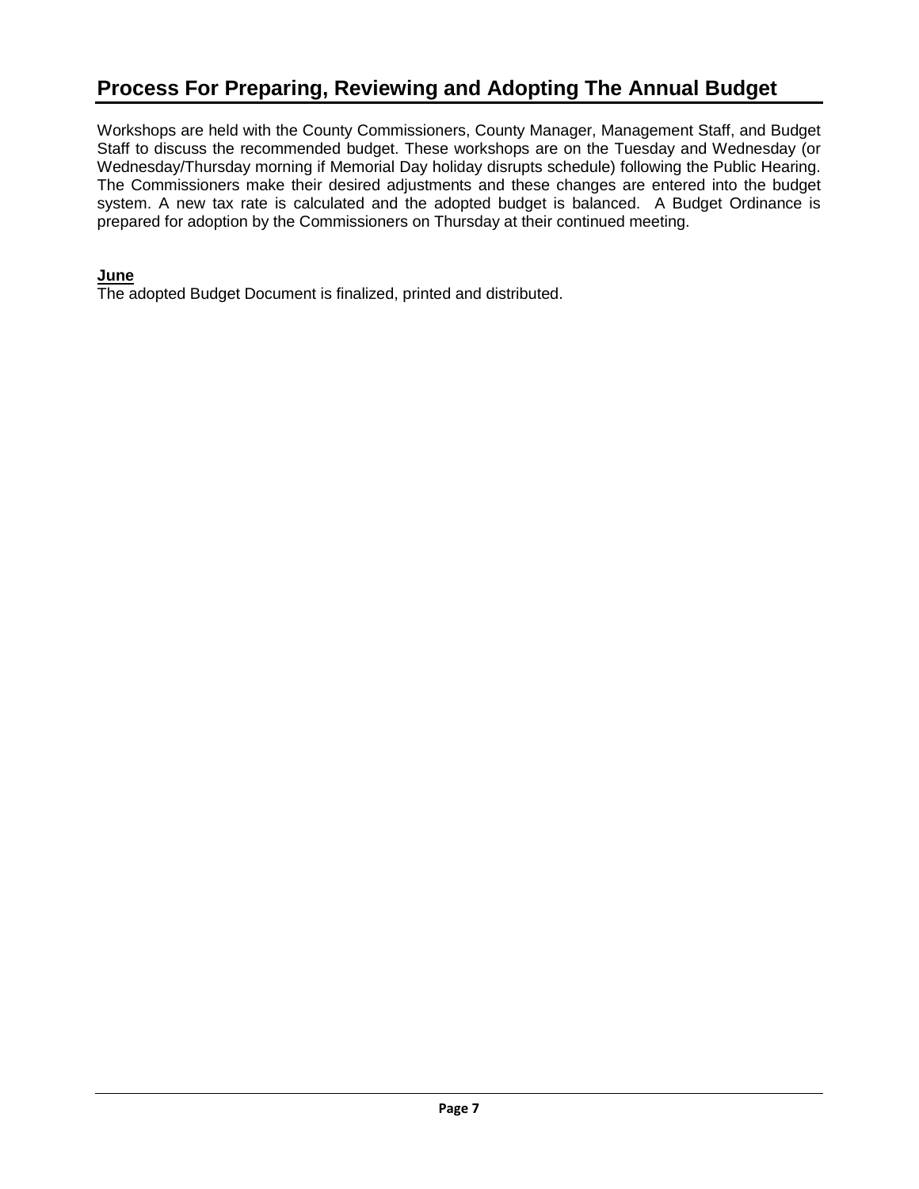# Process For Preparing, Reviewing and Adopting The Annual Budget

Workshops are held with the County Commissioners, County Manager, Management Staff, and Budget Staff to discuss the recommended budget. These workshops are on the Tuesday and Wednesday (or Wednesday/Thursday morning if Memorial Day holiday disrupts schedule) following the Public Hearing. The Commissioners make their desired adjustments and these changes are entered into the budget system. A new tax rate is calculated and the adopted budget is balanced. A Budget Ordinance is prepared for adoption by the Commissioners on Thursday at their continued meeting.

**June**

The adopted Budget Document is finalized, printed and distributed.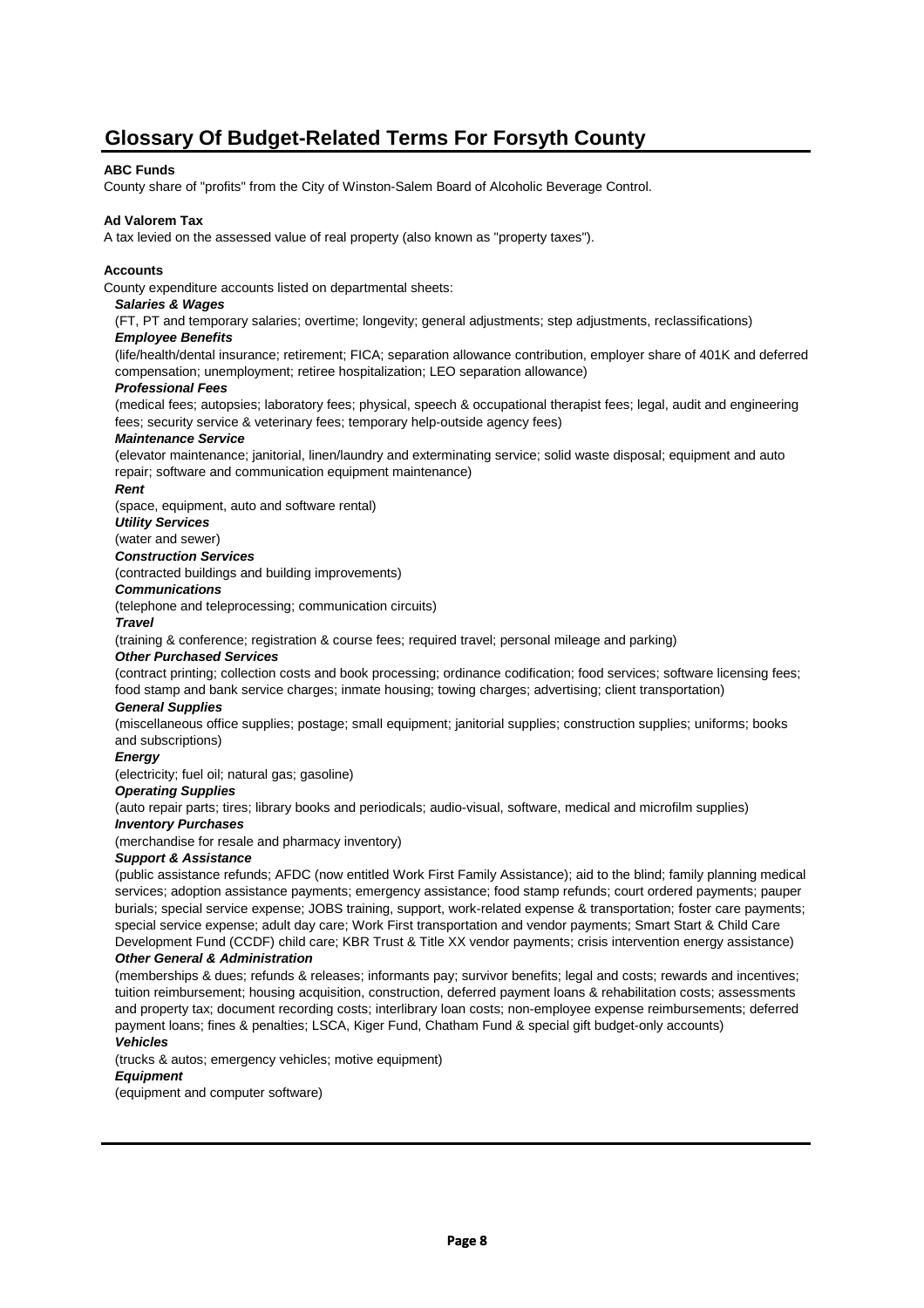# Glossary Of Budget-Related Terms For Forsyth County

**ABC Funds**

County share of "profits" from the City of Winston-Salem Board of Alcoholic Beverage Control.

**Ad Valorem Tax**

A tax levied on the assessed value of real property (also known as "property taxes").

**Accounts**

County expenditure accounts listed on departmental sheets:

***Salaries & Wages***

(FT, PT and temporary salaries; overtime; longevity; general adjustments; step adjustments, reclassifications)

***Employee Benefits***

(life/health/dental insurance; retirement; FICA; separation allowance contribution, employer share of 401K and deferred compensation; unemployment; retiree hospitalization; LEO separation allowance)

***Professional Fees***

(medical fees; autopsies; laboratory fees; physical, speech & occupational therapist fees; legal, audit and engineering fees; security service & veterinary fees; temporary help-outside agency fees)

***Maintenance Service***

(elevator maintenance; janitorial, linen/laundry and exterminating service; solid waste disposal; equipment and auto repair; software and communication equipment maintenance)

***Rent***

(space, equipment, auto and software rental)

***Utility Services***

(water and sewer)

***Construction Services***

(contracted buildings and building improvements)

***Communications***

(telephone and teleprocessing; communication circuits)

***Travel***

(training & conference; registration & course fees; required travel; personal mileage and parking)

***Other Purchased Services***

(contract printing; collection costs and book processing; ordinance codification; food services; software licensing fees; food stamp and bank service charges; inmate housing; towing charges; advertising; client transportation)

***General Supplies***

(miscellaneous office supplies; postage; small equipment; janitorial supplies; construction supplies; uniforms; books and subscriptions)

***Energy***

(electricity; fuel oil; natural gas; gasoline)

***Operating Supplies***

(auto repair parts; tires; library books and periodicals; audio-visual, software, medical and microfilm supplies)

***Inventory Purchases***

(merchandise for resale and pharmacy inventory)

***Support & Assistance***

(public assistance refunds; AFDC (now entitled Work First Family Assistance); aid to the blind; family planning medical services; adoption assistance payments; emergency assistance; food stamp refunds; court ordered payments; pauper burials; special service expense; JOBS training, support, work-related expense & transportation; foster care payments; special service expense; adult day care; Work First transportation and vendor payments; Smart Start & Child Care Development Fund (CCDF) child care; KBR Trust & Title XX vendor payments; crisis intervention energy assistance)

***Other General & Administration***

(memberships & dues; refunds & releases; informants pay; survivor benefits; legal and costs; rewards and incentives; tuition reimbursement; housing acquisition, construction, deferred payment loans & rehabilitation costs; assessments and property tax; document recording costs; interlibrary loan costs; non-employee expense reimbursements; deferred payment loans; fines & penalties; LSCA, Kiger Fund, Chatham Fund & special gift budget-only accounts)

***Vehicles***

(trucks & autos; emergency vehicles; motive equipment)

***Equipment***

(equipment and computer software)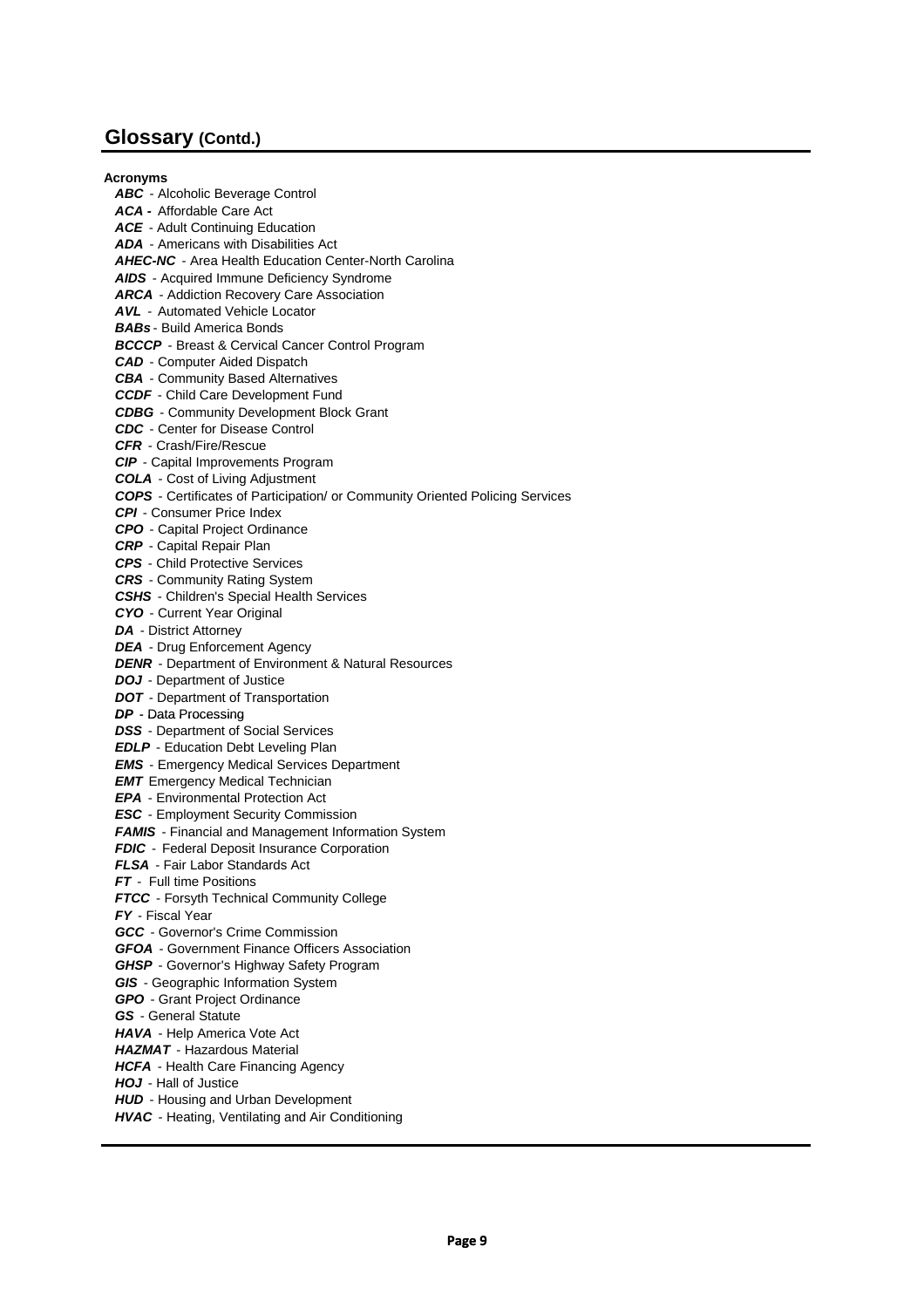## Glossary (Contd.)

**Acronyms**

***ABC*** - Alcoholic Beverage Control
***ACA -*** Affordable Care Act
***ACE*** - Adult Continuing Education
***ADA*** - Americans with Disabilities Act
***AHEC-NC*** - Area Health Education Center-North Carolina
***AIDS*** - Acquired Immune Deficiency Syndrome
***ARCA*** - Addiction Recovery Care Association
***AVL*** - Automated Vehicle Locator
***BABs*** - Build America Bonds
***BCCCP*** - Breast & Cervical Cancer Control Program
***CAD*** - Computer Aided Dispatch
***CBA*** - Community Based Alternatives
***CCDF*** - Child Care Development Fund
***CDBG*** - Community Development Block Grant
***CDC*** - Center for Disease Control
***CFR*** - Crash/Fire/Rescue
***CIP*** - Capital Improvements Program
***COLA*** - Cost of Living Adjustment
***COPS*** - Certificates of Participation/ or Community Oriented Policing Services
***CPI*** - Consumer Price Index
***CPO*** - Capital Project Ordinance
***CRP*** - Capital Repair Plan
***CPS*** - Child Protective Services
***CRS*** - Community Rating System
***CSHS*** - Children's Special Health Services
***CYO*** - Current Year Original
***DA*** - District Attorney
***DEA*** - Drug Enforcement Agency
***DENR*** - Department of Environment & Natural Resources
***DOJ*** - Department of Justice
***DOT*** - Department of Transportation
***DP*** - Data Processing
***DSS*** - Department of Social Services
***EDLP*** - Education Debt Leveling Plan
***EMS*** - Emergency Medical Services Department
***EMT*** Emergency Medical Technician
***EPA*** - Environmental Protection Act
***ESC*** - Employment Security Commission
***FAMIS*** - Financial and Management Information System
***FDIC*** - Federal Deposit Insurance Corporation
***FLSA*** - Fair Labor Standards Act
***FT*** - Full time Positions
***FTCC*** - Forsyth Technical Community College
***FY*** - Fiscal Year
***GCC*** - Governor's Crime Commission
***GFOA*** - Government Finance Officers Association
***GHSP*** - Governor's Highway Safety Program
***GIS*** - Geographic Information System
***GPO*** - Grant Project Ordinance
***GS*** - General Statute
***HAVA*** - Help America Vote Act
***HAZMAT*** - Hazardous Material
***HCFA*** - Health Care Financing Agency
***HOJ*** - Hall of Justice
***HUD*** - Housing and Urban Development
***HVAC*** - Heating, Ventilating and Air Conditioning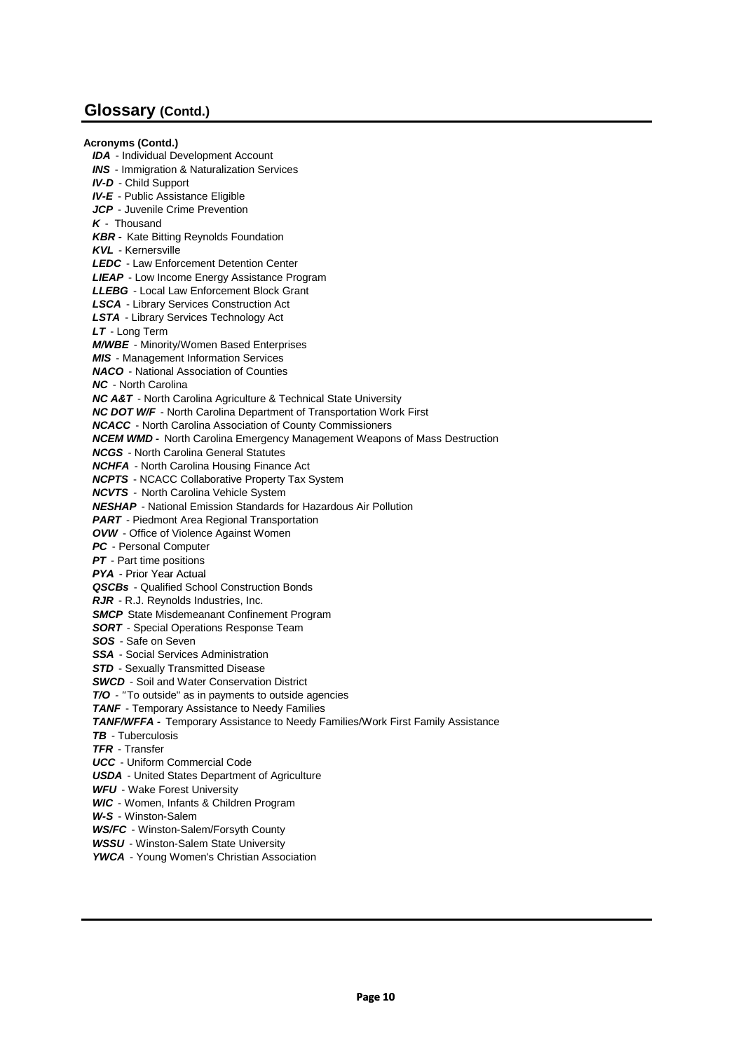# Glossary (Contd.)

**Acronyms (Contd.)**

***IDA*** - Individual Development Account
***INS*** - Immigration & Naturalization Services
***IV-D*** - Child Support
***IV-E*** - Public Assistance Eligible
***JCP*** - Juvenile Crime Prevention
***K*** - Thousand
***KBR -*** Kate Bitting Reynolds Foundation
***KVL*** - Kernersville
***LEDC*** - Law Enforcement Detention Center
***LIEAP*** - Low Income Energy Assistance Program
***LLEBG*** - Local Law Enforcement Block Grant
***LSCA*** - Library Services Construction Act
***LSTA*** - Library Services Technology Act
***LT*** - Long Term
***M/WBE*** - Minority/Women Based Enterprises
***MIS*** - Management Information Services
***NACO*** - National Association of Counties
***NC*** - North Carolina
***NC A&T*** - North Carolina Agriculture & Technical State University
***NC DOT W/F*** - North Carolina Department of Transportation Work First
***NCACC*** - North Carolina Association of County Commissioners
***NCEM WMD -*** North Carolina Emergency Management Weapons of Mass Destruction
***NCGS*** - North Carolina General Statutes
***NCHFA*** - North Carolina Housing Finance Act
***NCPTS*** - NCACC Collaborative Property Tax System
***NCVTS*** - North Carolina Vehicle System
***NESHAP*** - National Emission Standards for Hazardous Air Pollution
***PART*** - Piedmont Area Regional Transportation
***OVW*** - Office of Violence Against Women
***PC*** - Personal Computer
***PT*** - Part time positions
***PYA*** - Prior Year Actual
***QSCBs*** - Qualified School Construction Bonds
***RJR*** - R.J. Reynolds Industries, Inc.
***SMCP*** State Misdemeanant Confinement Program
***SORT*** - Special Operations Response Team
***SOS*** - Safe on Seven
***SSA*** - Social Services Administration
***STD*** - Sexually Transmitted Disease
***SWCD*** - Soil and Water Conservation District
***T/O*** - "To outside" as in payments to outside agencies
***TANF*** - Temporary Assistance to Needy Families
***TANF/WFFA -*** Temporary Assistance to Needy Families/Work First Family Assistance
***TB*** - Tuberculosis
***TFR*** - Transfer
***UCC*** - Uniform Commercial Code
***USDA*** - United States Department of Agriculture
***WFU*** - Wake Forest University
***WIC*** - Women, Infants & Children Program
***W-S*** - Winston-Salem
***WS/FC*** - Winston-Salem/Forsyth County
***WSSU*** - Winston-Salem State University
***YWCA*** - Young Women's Christian Association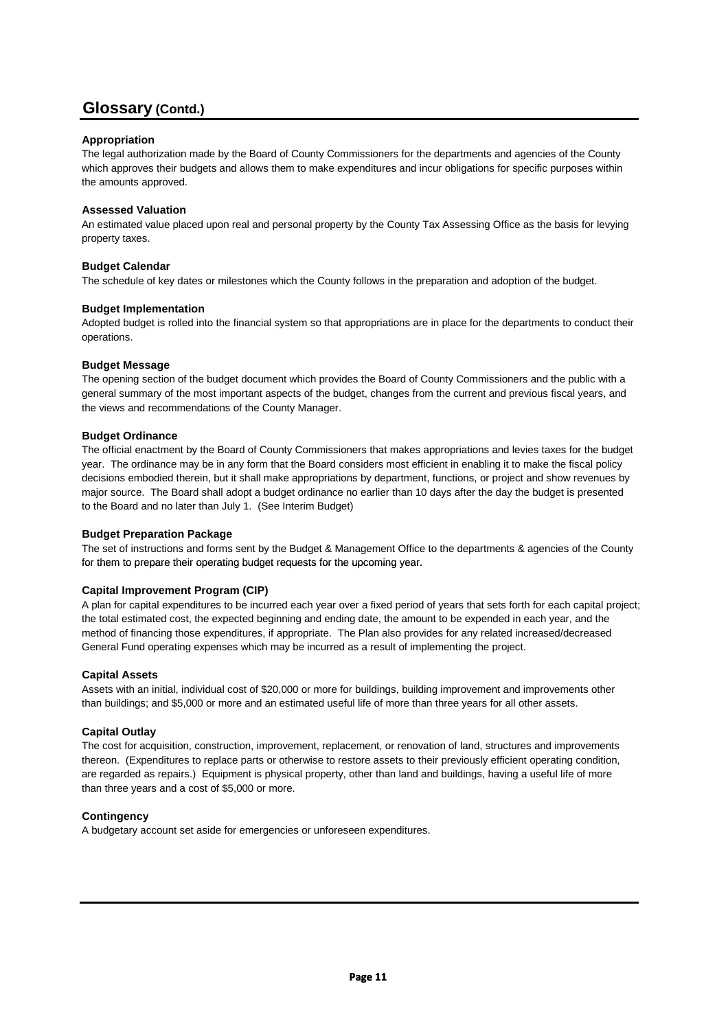# Glossary (Contd.)

### Appropriation

The legal authorization made by the Board of County Commissioners for the departments and agencies of the County which approves their budgets and allows them to make expenditures and incur obligations for specific purposes within the amounts approved.

### Assessed Valuation

An estimated value placed upon real and personal property by the County Tax Assessing Office as the basis for levying property taxes.

### Budget Calendar

The schedule of key dates or milestones which the County follows in the preparation and adoption of the budget.

### Budget Implementation

Adopted budget is rolled into the financial system so that appropriations are in place for the departments to conduct their operations.

### Budget Message

The opening section of the budget document which provides the Board of County Commissioners and the public with a general summary of the most important aspects of the budget, changes from the current and previous fiscal years, and the views and recommendations of the County Manager.

### Budget Ordinance

The official enactment by the Board of County Commissioners that makes appropriations and levies taxes for the budget year. The ordinance may be in any form that the Board considers most efficient in enabling it to make the fiscal policy decisions embodied therein, but it shall make appropriations by department, functions, or project and show revenues by major source. The Board shall adopt a budget ordinance no earlier than 10 days after the day the budget is presented to the Board and no later than July 1. (See Interim Budget)

### Budget Preparation Package

The set of instructions and forms sent by the Budget & Management Office to the departments & agencies of the County for them to prepare their operating budget requests for the upcoming year.

### Capital Improvement Program (CIP)

A plan for capital expenditures to be incurred each year over a fixed period of years that sets forth for each capital project; the total estimated cost, the expected beginning and ending date, the amount to be expended in each year, and the method of financing those expenditures, if appropriate. The Plan also provides for any related increased/decreased General Fund operating expenses which may be incurred as a result of implementing the project.

### Capital Assets

Assets with an initial, individual cost of $20,000 or more for buildings, building improvement and improvements other than buildings; and $5,000 or more and an estimated useful life of more than three years for all other assets.

### Capital Outlay

The cost for acquisition, construction, improvement, replacement, or renovation of land, structures and improvements thereon. (Expenditures to replace parts or otherwise to restore assets to their previously efficient operating condition, are regarded as repairs.) Equipment is physical property, other than land and buildings, having a useful life of more than three years and a cost of $5,000 or more.

### Contingency

A budgetary account set aside for emergencies or unforeseen expenditures.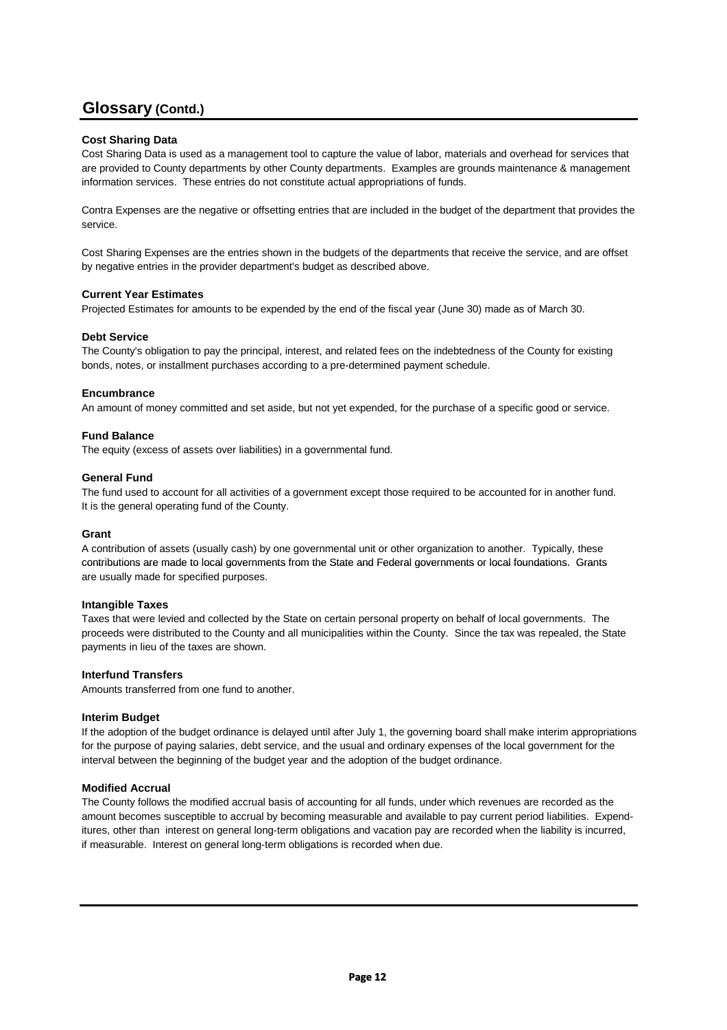# Glossary (Contd.)

**Cost Sharing Data**

Cost Sharing Data is used as a management tool to capture the value of labor, materials and overhead for services that are provided to County departments by other County departments. Examples are grounds maintenance & management information services. These entries do not constitute actual appropriations of funds.

Contra Expenses are the negative or offsetting entries that are included in the budget of the department that provides the service.

Cost Sharing Expenses are the entries shown in the budgets of the departments that receive the service, and are offset by negative entries in the provider department's budget as described above.

**Current Year Estimates**

Projected Estimates for amounts to be expended by the end of the fiscal year (June 30) made as of March 30.

**Debt Service**

The County's obligation to pay the principal, interest, and related fees on the indebtedness of the County for existing bonds, notes, or installment purchases according to a pre-determined payment schedule.

**Encumbrance**

An amount of money committed and set aside, but not yet expended, for the purchase of a specific good or service.

**Fund Balance**

The equity (excess of assets over liabilities) in a governmental fund.

**General Fund**

The fund used to account for all activities of a government except those required to be accounted for in another fund. It is the general operating fund of the County.

**Grant**

A contribution of assets (usually cash) by one governmental unit or other organization to another. Typically, these contributions are made to local governments from the State and Federal governments or local foundations. Grants are usually made for specified purposes.

**Intangible Taxes**

Taxes that were levied and collected by the State on certain personal property on behalf of local governments. The proceeds were distributed to the County and all municipalities within the County. Since the tax was repealed, the State payments in lieu of the taxes are shown.

**Interfund Transfers**

Amounts transferred from one fund to another.

**Interim Budget**

If the adoption of the budget ordinance is delayed until after July 1, the governing board shall make interim appropriations for the purpose of paying salaries, debt service, and the usual and ordinary expenses of the local government for the interval between the beginning of the budget year and the adoption of the budget ordinance.

**Modified Accrual**

The County follows the modified accrual basis of accounting for all funds, under which revenues are recorded as the amount becomes susceptible to accrual by becoming measurable and available to pay current period liabilities. Expenditures, other than interest on general long-term obligations and vacation pay are recorded when the liability is incurred, if measurable. Interest on general long-term obligations is recorded when due.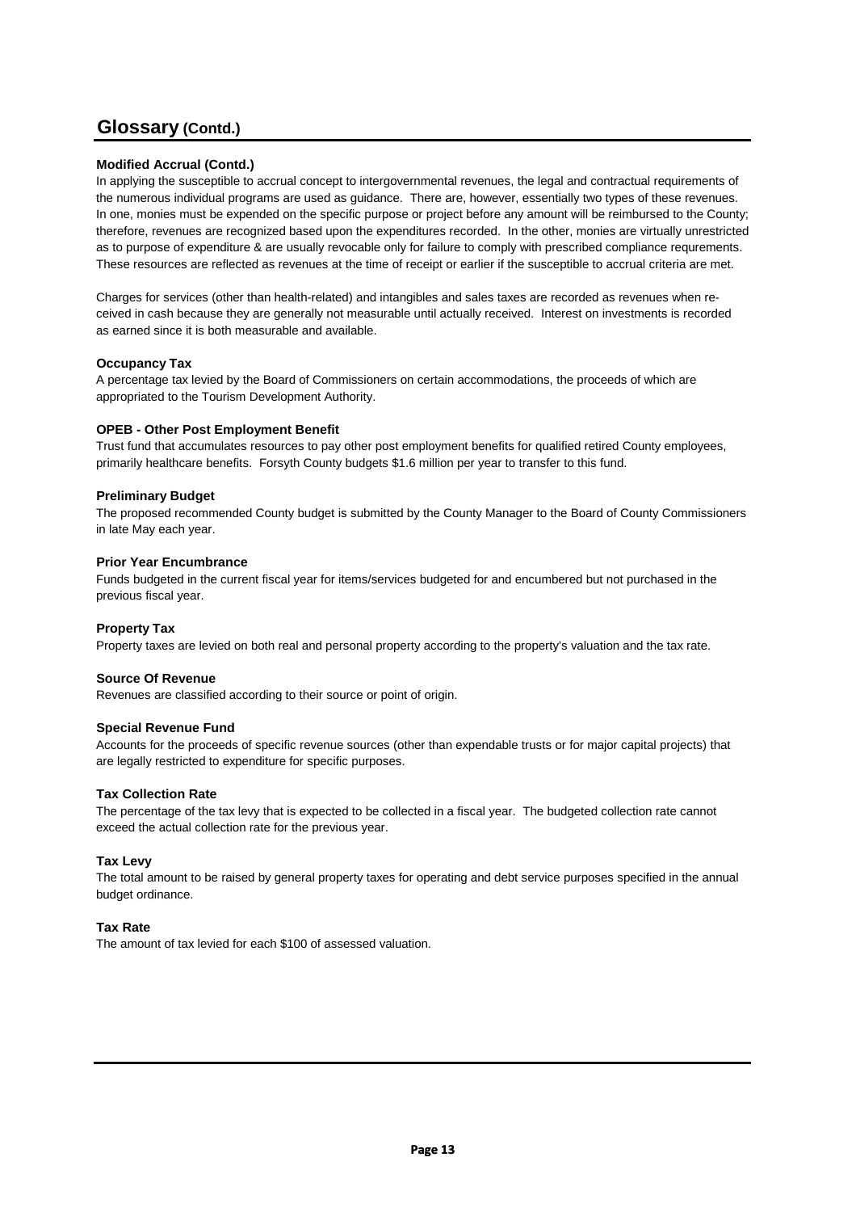# Glossary (Contd.)

### Modified Accrual (Contd.)

In applying the susceptible to accrual concept to intergovernmental revenues, the legal and contractual requirements of the numerous individual programs are used as guidance. There are, however, essentially two types of these revenues. In one, monies must be expended on the specific purpose or project before any amount will be reimbursed to the County; therefore, revenues are recognized based upon the expenditures recorded. In the other, monies are virtually unrestricted as to purpose of expenditure & are usually revocable only for failure to comply with prescribed compliance requrements. These resources are reflected as revenues at the time of receipt or earlier if the susceptible to accrual criteria are met.

Charges for services (other than health-related) and intangibles and sales taxes are recorded as revenues when received in cash because they are generally not measurable until actually received. Interest on investments is recorded as earned since it is both measurable and available.

### Occupancy Tax

A percentage tax levied by the Board of Commissioners on certain accommodations, the proceeds of which are appropriated to the Tourism Development Authority.

### OPEB - Other Post Employment Benefit

Trust fund that accumulates resources to pay other post employment benefits for qualified retired County employees, primarily healthcare benefits. Forsyth County budgets $1.6 million per year to transfer to this fund.

### Preliminary Budget

The proposed recommended County budget is submitted by the County Manager to the Board of County Commissioners in late May each year.

### Prior Year Encumbrance

Funds budgeted in the current fiscal year for items/services budgeted for and encumbered but not purchased in the previous fiscal year.

### Property Tax

Property taxes are levied on both real and personal property according to the property's valuation and the tax rate.

### Source Of Revenue

Revenues are classified according to their source or point of origin.

### Special Revenue Fund

Accounts for the proceeds of specific revenue sources (other than expendable trusts or for major capital projects) that are legally restricted to expenditure for specific purposes.

### Tax Collection Rate

The percentage of the tax levy that is expected to be collected in a fiscal year. The budgeted collection rate cannot exceed the actual collection rate for the previous year.

### Tax Levy

The total amount to be raised by general property taxes for operating and debt service purposes specified in the annual budget ordinance.

### Tax Rate

The amount of tax levied for each $100 of assessed valuation.